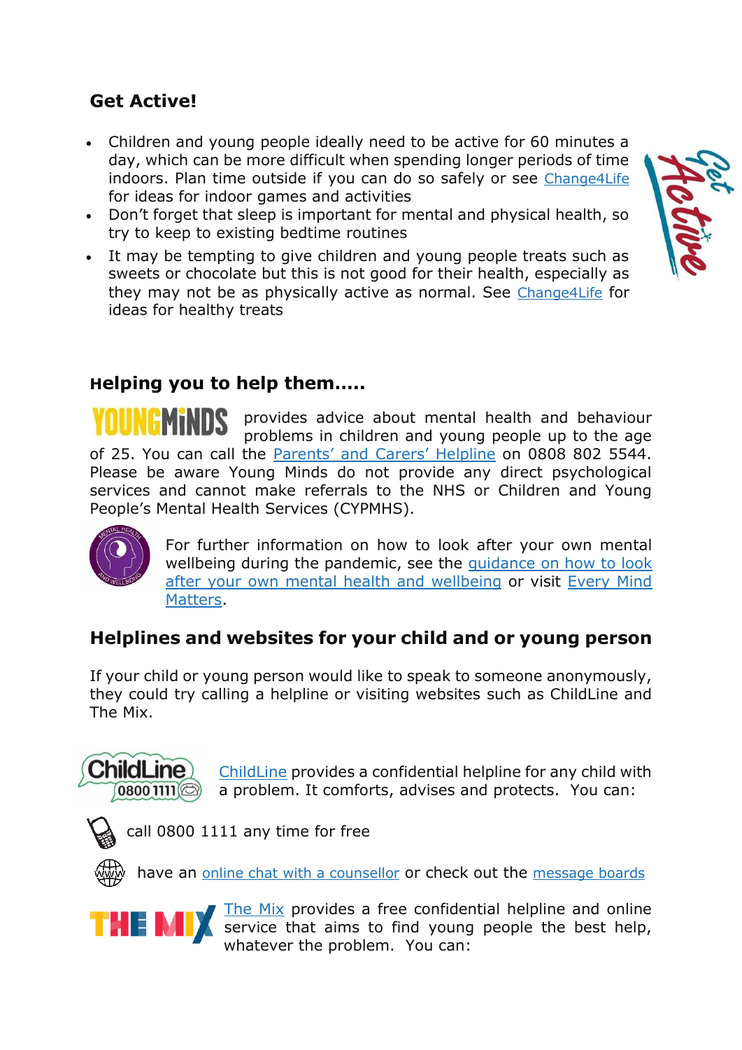## Get Active!

- Children and young people ideally need to be active for 60 minutes a day, which can be more difficult when spending longer periods of time indoors. Plan time outside if you can do so safely or see Change4Life for ideas for indoor games and activities
- Don't forget that sleep is important for mental and physical health, so try to keep to existing bedtime routines
- It may be tempting to give children and young people treats such as sweets or chocolate but this is not good for their health, especially as they may not be as physically active as normal. See Change4Life for ideas for healthy treats

## Helping you to help them.....

YOUNGMINDS provides advice about mental health and behaviour problems in children and young people up to the age of 25. You can call the Parents' and Carers' Helpline on 0808 802 5544. Please be aware Young Minds do not provide any direct psychological services and cannot make referrals to the NHS or Children and Young People's Mental Health Services (CYPMHS).

For further information on how to look after your own mental wellbeing during the pandemic, see the guidance on how to look after your own mental health and wellbeing or visit Every Mind Matters.

## Helplines and websites for your child and or young person

If your child or young person would like to speak to someone anonymously, they could try calling a helpline or visiting websites such as ChildLine and The Mix.

ChildLine provides a confidential helpline for any child with a problem. It comforts, advises and protects. You can:

- call 0800 1111 any time for free
- have an online chat with a counsellor or check out the message boards

The Mix provides a free confidential helpline and online service that aims to find young people the best help, whatever the problem. You can: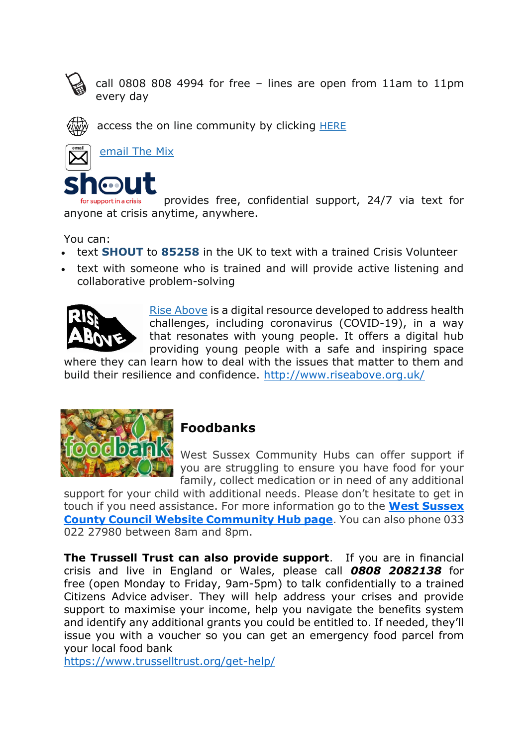call 0808 808 4994 for free – lines are open from 11am to 11pm every day

access the on line community by clicking HERE

email The Mix

shout for support in a crisis provides free, confidential support, 24/7 via text for anyone at crisis anytime, anywhere.

You can:

- text **SHOUT** to **85258** in the UK to text with a trained Crisis Volunteer
- text with someone who is trained and will provide active listening and collaborative problem-solving

Rise Above is a digital resource developed to address health challenges, including coronavirus (COVID-19), in a way that resonates with young people. It offers a digital hub providing young people with a safe and inspiring space where they can learn how to deal with the issues that matter to them and build their resilience and confidence. http://www.riseabove.org.uk/

## Foodbanks

West Sussex Community Hubs can offer support if you are struggling to ensure you have food for your family, collect medication or in need of any additional support for your child with additional needs. Please don't hesitate to get in touch if you need assistance. For more information go to the **West Sussex County Council Website Community Hub page**. You can also phone 033 022 27980 between 8am and 8pm.

**The Trussell Trust can also provide support**. If you are in financial crisis and live in England or Wales, please call ***0808 2082138*** for free (open Monday to Friday, 9am-5pm) to talk confidentially to a trained Citizens Advice adviser. They will help address your crises and provide support to maximise your income, help you navigate the benefits system and identify any additional grants you could be entitled to. If needed, they'll issue you with a voucher so you can get an emergency food parcel from your local food bank
https://www.trusselltrust.org/get-help/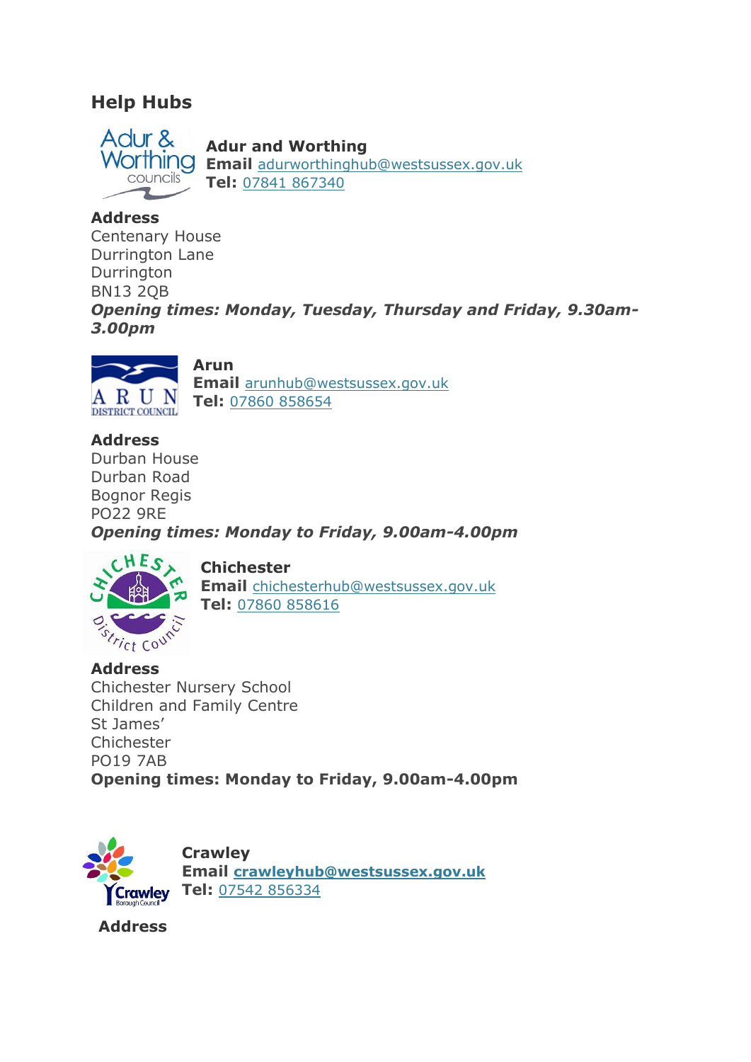## Help Hubs

**Adur and Worthing**
**Email** adurworthinghub@westsussex.gov.uk
**Tel:** 07841 867340

**Address**
Centenary House
Durrington Lane
Durrington
BN13 2QB
***Opening times: Monday, Tuesday, Thursday and Friday, 9.30am-3.00pm***

**Arun**
**Email** arunhub@westsussex.gov.uk
**Tel:** 07860 858654

**Address**
Durban House
Durban Road
Bognor Regis
PO22 9RE
***Opening times: Monday to Friday, 9.00am-4.00pm***

**Chichester**
**Email** chichesterhub@westsussex.gov.uk
**Tel:** 07860 858616

**Address**
Chichester Nursery School
Children and Family Centre
St James'
Chichester
PO19 7AB
**Opening times: Monday to Friday, 9.00am-4.00pm**

**Crawley**
**Email** **crawleyhub@westsussex.gov.uk**
**Tel:** 07542 856334

**Address**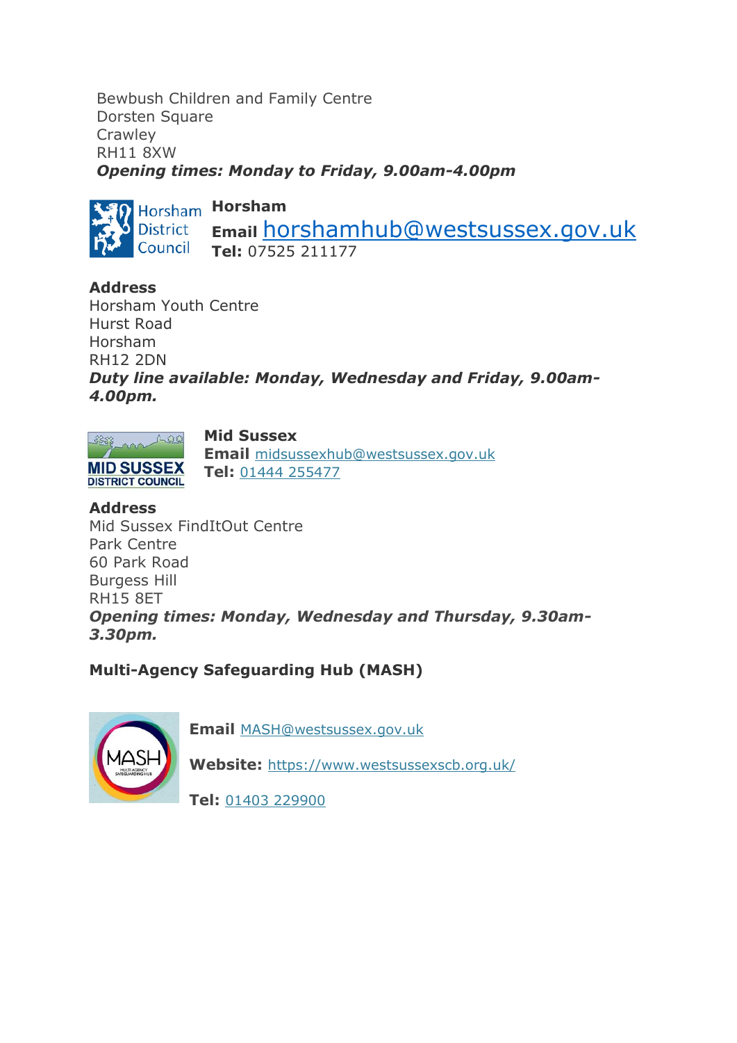Bewbush Children and Family Centre
Dorsten Square
Crawley
RH11 8XW
***Opening times: Monday to Friday, 9.00am-4.00pm***

**Horsham**
**Email** horshamhub@westsussex.gov.uk
**Tel:** 07525 211177

**Address**
Horsham Youth Centre
Hurst Road
Horsham
RH12 2DN
***Duty line available: Monday, Wednesday and Friday, 9.00am-4.00pm.***

**Mid Sussex**
**Email** midsussexhub@westsussex.gov.uk
**Tel:** 01444 255477

**Address**
Mid Sussex FindItOut Centre
Park Centre
60 Park Road
Burgess Hill
RH15 8ET
***Opening times: Monday, Wednesday and Thursday, 9.30am-3.30pm.***

**Multi-Agency Safeguarding Hub (MASH)**

**Email** MASH@westsussex.gov.uk

**Website:** https://www.westsussexscb.org.uk/

**Tel:** 01403 229900